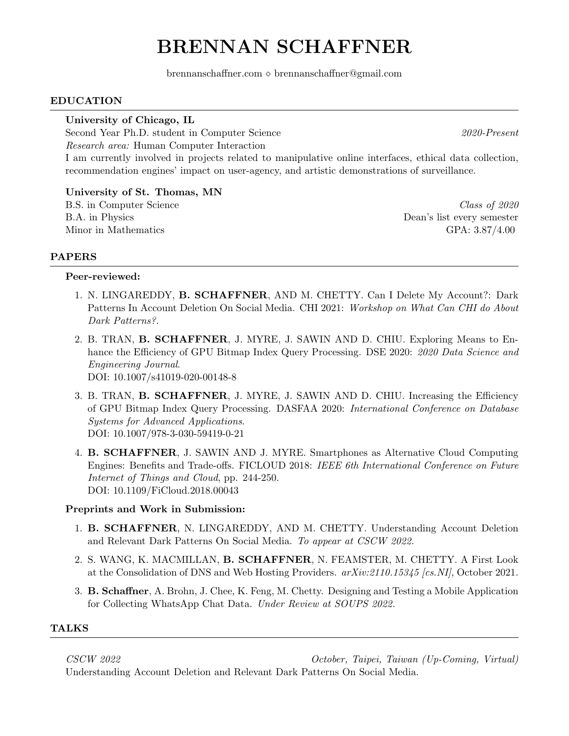# BRENNAN SCHAFFNER

brennanschaffner.com ⋄ brennanschaffner@gmail.com

## EDUCATION

**University of Chicago, IL**

Second Year Ph.D. student in Computer Science — *2020-Present*

*Research area:* Human Computer Interaction

I am currently involved in projects related to manipulative online interfaces, ethical data collection, recommendation engines' impact on user-agency, and artistic demonstrations of surveillance.

**University of St. Thomas, MN**

B.S. in Computer Science — *Class of 2020*

B.A. in Physics — Dean's list every semester

Minor in Mathematics — GPA: 3.87/4.00

## PAPERS

**Peer-reviewed:**

1. N. LINGAREDDY, **B. SCHAFFNER**, AND M. CHETTY. Can I Delete My Account?: Dark Patterns In Account Deletion On Social Media. CHI 2021: *Workshop on What Can CHI do About Dark Patterns?*.
2. B. TRAN, **B. SCHAFFNER**, J. MYRE, J. SAWIN AND D. CHIU. Exploring Means to Enhance the Efficiency of GPU Bitmap Index Query Processing. DSE 2020: *2020 Data Science and Engineering Journal*.
   DOI: 10.1007/s41019-020-00148-8
3. B. TRAN, **B. SCHAFFNER**, J. MYRE, J. SAWIN AND D. CHIU. Increasing the Efficiency of GPU Bitmap Index Query Processing. DASFAA 2020: *International Conference on Database Systems for Advanced Applications*.
   DOI: 10.1007/978-3-030-59419-0-21
4. **B. SCHAFFNER**, J. SAWIN AND J. MYRE. Smartphones as Alternative Cloud Computing Engines: Benefits and Trade-offs. FICLOUD 2018: *IEEE 6th International Conference on Future Internet of Things and Cloud*, pp. 244-250.
   DOI: 10.1109/FiCloud.2018.00043

**Preprints and Work in Submission:**

1. **B. SCHAFFNER**, N. LINGAREDDY, AND M. CHETTY. Understanding Account Deletion and Relevant Dark Patterns On Social Media. *To appear at CSCW 2022.*
2. S. WANG, K. MACMILLAN, **B. SCHAFFNER**, N. FEAMSTER, M. CHETTY. A First Look at the Consolidation of DNS and Web Hosting Providers. *arXiv:2110.15345 [cs.NI]*, October 2021.
3. **B. Schaffner**, A. Brohn, J. Chee, K. Feng, M. Chetty. Designing and Testing a Mobile Application for Collecting WhatsApp Chat Data. *Under Review at SOUPS 2022.*

## TALKS

*CSCW 2022* — *October, Taipei, Taiwan (Up-Coming, Virtual)*

Understanding Account Deletion and Relevant Dark Patterns On Social Media.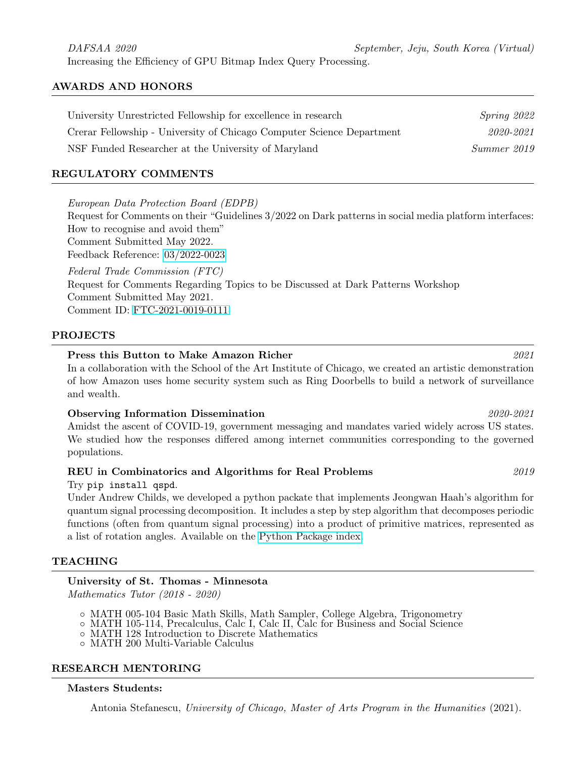*DAFSAA 2020* *September, Jeju, South Korea (Virtual)*
Increasing the Efficiency of GPU Bitmap Index Query Processing.

## AWARDS AND HONORS

| | |
|---|---|
| University Unrestricted Fellowship for excellence in research | *Spring 2022* |
| Crerar Fellowship - University of Chicago Computer Science Department | *2020-2021* |
| NSF Funded Researcher at the University of Maryland | *Summer 2019* |

## REGULATORY COMMENTS

*European Data Protection Board (EDPB)*
Request for Comments on their "Guidelines 3/2022 on Dark patterns in social media platform interfaces: How to recognise and avoid them"
Comment Submitted May 2022.
Feedback Reference: 03/2022-0023

*Federal Trade Commission (FTC)*
Request for Comments Regarding Topics to be Discussed at Dark Patterns Workshop
Comment Submitted May 2021.
Comment ID: FTC-2021-0019-0111

## PROJECTS

**Press this Button to Make Amazon Richer** *2021*
In a collaboration with the School of the Art Institute of Chicago, we created an artistic demonstration of how Amazon uses home security system such as Ring Doorbells to build a network of surveillance and wealth.

**Observing Information Dissemination** *2020-2021*
Amidst the ascent of COVID-19, government messaging and mandates varied widely across US states. We studied how the responses differed among internet communities corresponding to the governed populations.

**REU in Combinatorics and Algorithms for Real Problems** *2019*
Try `pip install qspd`.
Under Andrew Childs, we developed a python packate that implements Jeongwan Haah's algorithm for quantum signal processing decomposition. It includes a step by step algorithm that decomposes periodic functions (often from quantum signal processing) into a product of primitive matrices, represented as a list of rotation angles. Available on the Python Package index.

## TEACHING

**University of St. Thomas - Minnesota**
*Mathematics Tutor (2018 - 2020)*

- MATH 005-104 Basic Math Skills, Math Sampler, College Algebra, Trigonometry
- MATH 105-114, Precalculus, Calc I, Calc II, Calc for Business and Social Science
- MATH 128 Introduction to Discrete Mathematics
- MATH 200 Multi-Variable Calculus

## RESEARCH MENTORING

**Masters Students:**

Antonia Stefanescu, *University of Chicago, Master of Arts Program in the Humanities* (2021).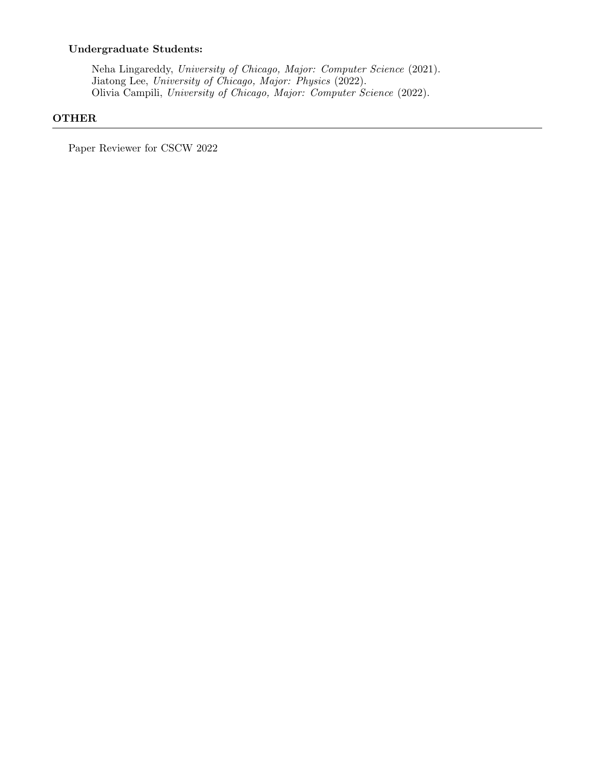**Undergraduate Students:**

Neha Lingareddy, *University of Chicago, Major: Computer Science* (2021).
Jiatong Lee, *University of Chicago, Major: Physics* (2022).
Olivia Campili, *University of Chicago, Major: Computer Science* (2022).

## OTHER

Paper Reviewer for CSCW 2022